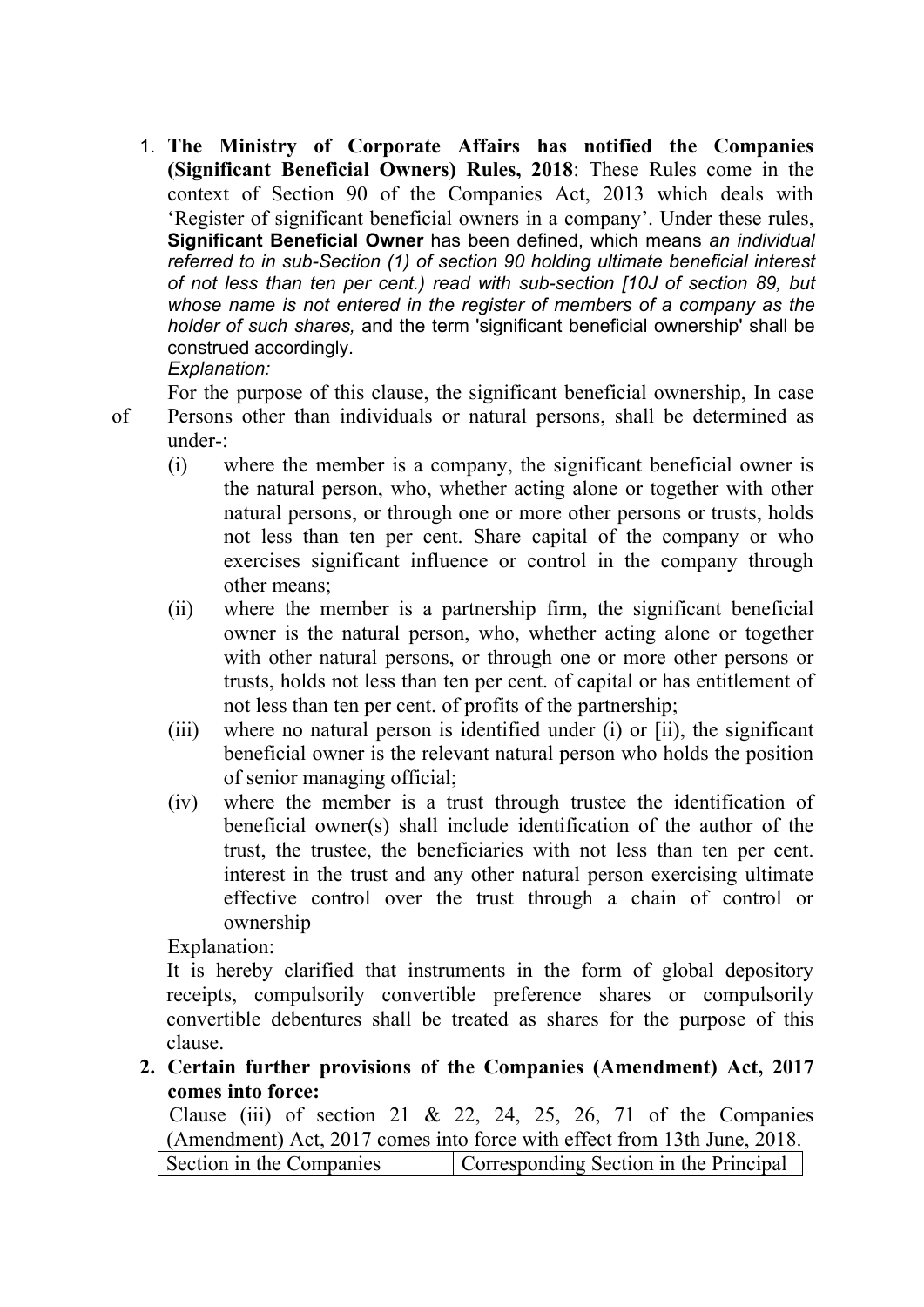1. **The Ministry of Corporate Affairs has notified the Companies (Significant Beneficial Owners) Rules, 2018**: These Rules come in the context of Section 90 of the Companies Act, 2013 which deals with 'Register of significant beneficial owners in a company'. Under these rules, **Significant Beneficial Owner** has been defined, which means *an individual referred to in sub-Section (1) of section 90 holding ultimate beneficial interest of not less than ten per cent.) read with sub-section [10J of section 89, but whose name is not entered in the register of members of a company as the holder of such shares,* and the term 'significant beneficial ownership' shall be construed accordingly.

   *Explanation:*

   For the purpose of this clause, the significant beneficial ownership, In case of Persons other than individuals or natural persons, shall be determined as under-:

   (i) where the member is a company, the significant beneficial owner is the natural person, who, whether acting alone or together with other natural persons, or through one or more other persons or trusts, holds not less than ten per cent. Share capital of the company or who exercises significant influence or control in the company through other means;

   (ii) where the member is a partnership firm, the significant beneficial owner is the natural person, who, whether acting alone or together with other natural persons, or through one or more other persons or trusts, holds not less than ten per cent. of capital or has entitlement of not less than ten per cent. of profits of the partnership;

   (iii) where no natural person is identified under (i) or [ii), the significant beneficial owner is the relevant natural person who holds the position of senior managing official;

   (iv) where the member is a trust through trustee the identification of beneficial owner(s) shall include identification of the author of the trust, the trustee, the beneficiaries with not less than ten per cent. interest in the trust and any other natural person exercising ultimate effective control over the trust through a chain of control or ownership

   Explanation:

   It is hereby clarified that instruments in the form of global depository receipts, compulsorily convertible preference shares or compulsorily convertible debentures shall be treated as shares for the purpose of this clause.

2. **Certain further provisions of the Companies (Amendment) Act, 2017 comes into force:**

   Clause (iii) of section 21 & 22, 24, 25, 26, 71 of the Companies (Amendment) Act, 2017 comes into force with effect from 13th June, 2018.

| Section in the Companies | Corresponding Section in the Principal |
|---|---|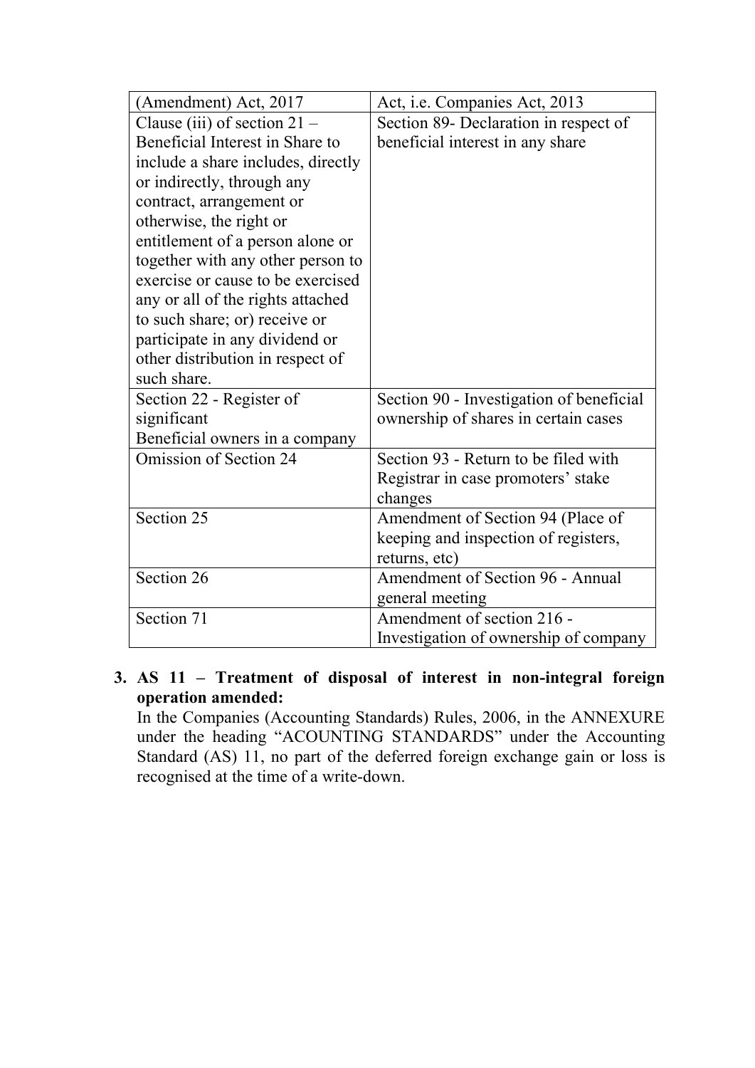| (Amendment) Act, 2017 | Act, i.e. Companies Act, 2013 |
|---|---|
| Clause (iii) of section 21 – Beneficial Interest in Share to include a share includes, directly or indirectly, through any contract, arrangement or otherwise, the right or entitlement of a person alone or together with any other person to exercise or cause to be exercised any or all of the rights attached to such share; or) receive or participate in any dividend or other distribution in respect of such share. | Section 89- Declaration in respect of beneficial interest in any share |
| Section 22 - Register of significant Beneficial owners in a company | Section 90 - Investigation of beneficial ownership of shares in certain cases |
| Omission of Section 24 | Section 93 - Return to be filed with Registrar in case promoters' stake changes |
| Section 25 | Amendment of Section 94 (Place of keeping and inspection of registers, returns, etc) |
| Section 26 | Amendment of Section 96 - Annual general meeting |
| Section 71 | Amendment of section 216 - Investigation of ownership of company |

3. **AS 11 – Treatment of disposal of interest in non-integral foreign operation amended:**
   In the Companies (Accounting Standards) Rules, 2006, in the ANNEXURE under the heading "ACOUNTING STANDARDS" under the Accounting Standard (AS) 11, no part of the deferred foreign exchange gain or loss is recognised at the time of a write-down.